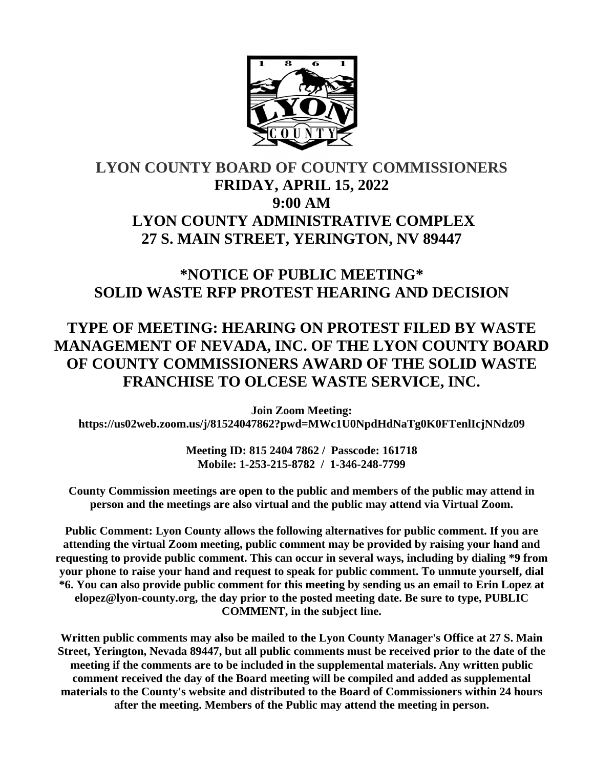# LYON COUNTY BOARD OF COUNTY COMMISSIONERS

## FRIDAY, APRIL 15, 2022
## 9:00 AM
## LYON COUNTY ADMINISTRATIVE COMPLEX
## 27 S. MAIN STREET, YERINGTON, NV 89447

## *NOTICE OF PUBLIC MEETING*
## SOLID WASTE RFP PROTEST HEARING AND DECISION

## TYPE OF MEETING: HEARING ON PROTEST FILED BY WASTE MANAGEMENT OF NEVADA, INC. OF THE LYON COUNTY BOARD OF COUNTY COMMISSIONERS AWARD OF THE SOLID WASTE FRANCHISE TO OLCESE WASTE SERVICE, INC.

**Join Zoom Meeting:**
**https://us02web.zoom.us/j/81524047862?pwd=MWc1U0NpdHdNaTg0K0FTenlIcjNNdz09**

**Meeting ID: 815 2404 7862 / Passcode: 161718**
**Mobile: 1-253-215-8782 / 1-346-248-7799**

**County Commission meetings are open to the public and members of the public may attend in person and the meetings are also virtual and the public may attend via Virtual Zoom.**

**Public Comment: Lyon County allows the following alternatives for public comment. If you are attending the virtual Zoom meeting, public comment may be provided by raising your hand and requesting to provide public comment. This can occur in several ways, including by dialing *9 from your phone to raise your hand and request to speak for public comment. To unmute yourself, dial *6. You can also provide public comment for this meeting by sending us an email to Erin Lopez at elopez@lyon-county.org, the day prior to the posted meeting date. Be sure to type, PUBLIC COMMENT, in the subject line.**

**Written public comments may also be mailed to the Lyon County Manager's Office at 27 S. Main Street, Yerington, Nevada 89447, but all public comments must be received prior to the date of the meeting if the comments are to be included in the supplemental materials. Any written public comment received the day of the Board meeting will be compiled and added as supplemental materials to the County's website and distributed to the Board of Commissioners within 24 hours after the meeting. Members of the Public may attend the meeting in person.**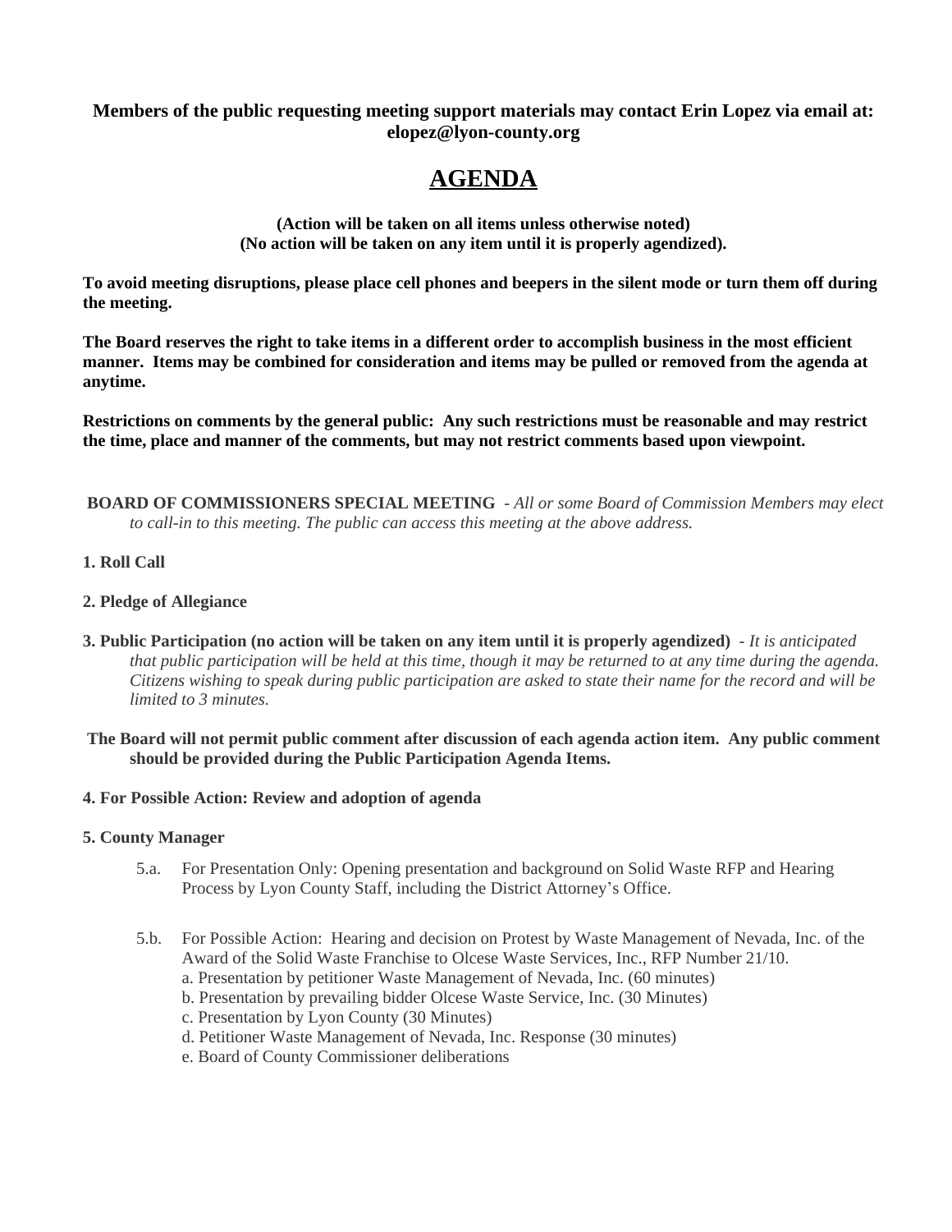**Members of the public requesting meeting support materials may contact Erin Lopez via email at: elopez@lyon-county.org**

# AGENDA

**(Action will be taken on all items unless otherwise noted)**
**(No action will be taken on any item until it is properly agendized).**

**To avoid meeting disruptions, please place cell phones and beepers in the silent mode or turn them off during the meeting.**

**The Board reserves the right to take items in a different order to accomplish business in the most efficient manner. Items may be combined for consideration and items may be pulled or removed from the agenda at anytime.**

**Restrictions on comments by the general public: Any such restrictions must be reasonable and may restrict the time, place and manner of the comments, but may not restrict comments based upon viewpoint.**

**BOARD OF COMMISSIONERS SPECIAL MEETING** - *All or some Board of Commission Members may elect to call-in to this meeting. The public can access this meeting at the above address.*

**1. Roll Call**

**2. Pledge of Allegiance**

**3. Public Participation (no action will be taken on any item until it is properly agendized)** - *It is anticipated that public participation will be held at this time, though it may be returned to at any time during the agenda. Citizens wishing to speak during public participation are asked to state their name for the record and will be limited to 3 minutes.*

**The Board will not permit public comment after discussion of each agenda action item. Any public comment should be provided during the Public Participation Agenda Items.**

**4. For Possible Action: Review and adoption of agenda**

**5. County Manager**

5.a. For Presentation Only: Opening presentation and background on Solid Waste RFP and Hearing Process by Lyon County Staff, including the District Attorney's Office.

5.b. For Possible Action: Hearing and decision on Protest by Waste Management of Nevada, Inc. of the Award of the Solid Waste Franchise to Olcese Waste Services, Inc., RFP Number 21/10.
a. Presentation by petitioner Waste Management of Nevada, Inc. (60 minutes)
b. Presentation by prevailing bidder Olcese Waste Service, Inc. (30 Minutes)
c. Presentation by Lyon County (30 Minutes)
d. Petitioner Waste Management of Nevada, Inc. Response (30 minutes)
e. Board of County Commissioner deliberations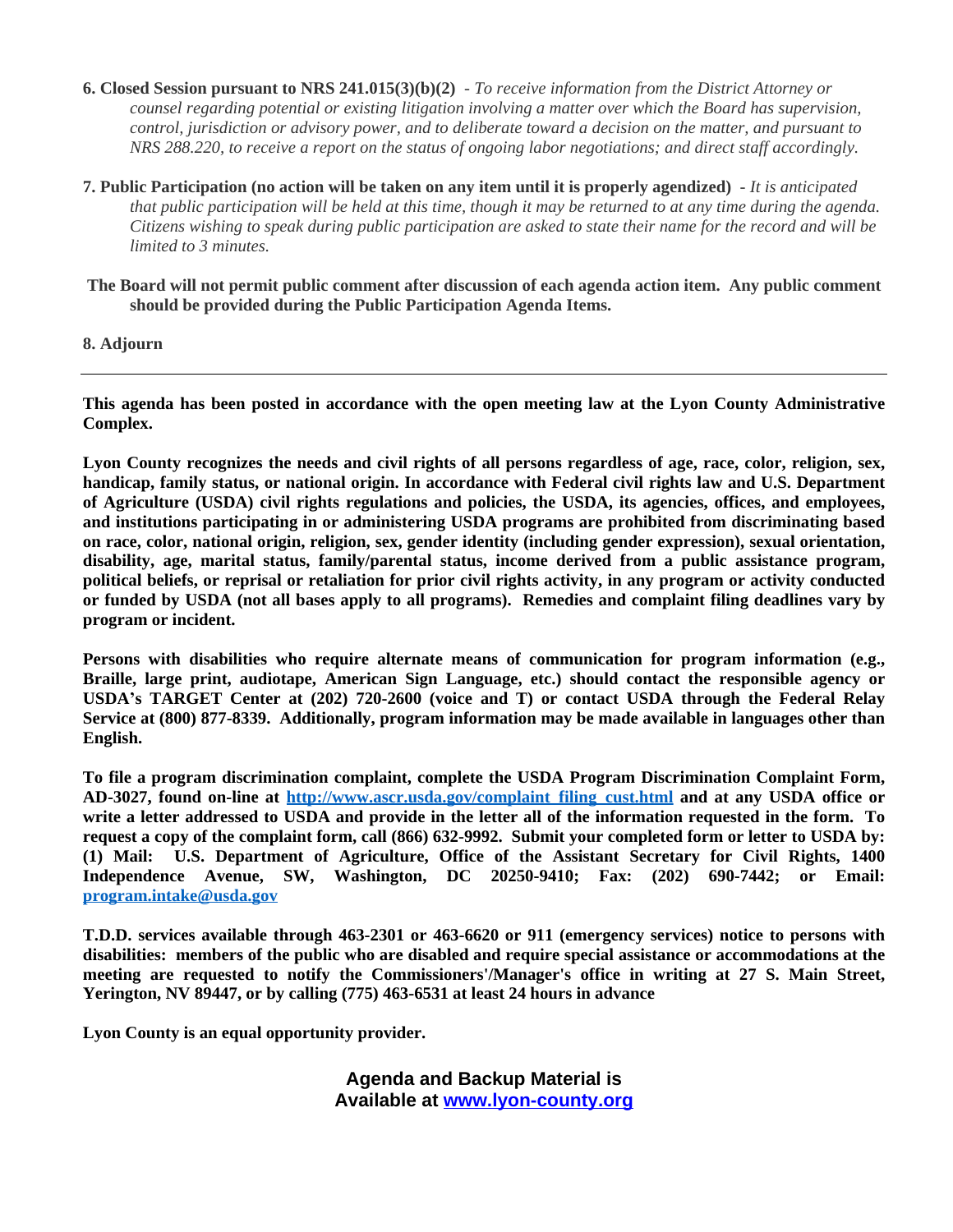**6. Closed Session pursuant to NRS 241.015(3)(b)(2)** - *To receive information from the District Attorney or counsel regarding potential or existing litigation involving a matter over which the Board has supervision, control, jurisdiction or advisory power, and to deliberate toward a decision on the matter, and pursuant to NRS 288.220, to receive a report on the status of ongoing labor negotiations; and direct staff accordingly.*

**7. Public Participation (no action will be taken on any item until it is properly agendized)** - *It is anticipated that public participation will be held at this time, though it may be returned to at any time during the agenda. Citizens wishing to speak during public participation are asked to state their name for the record and will be limited to 3 minutes.*

**The Board will not permit public comment after discussion of each agenda action item. Any public comment should be provided during the Public Participation Agenda Items.**

**8. Adjourn**

---

**This agenda has been posted in accordance with the open meeting law at the Lyon County Administrative Complex.**

**Lyon County recognizes the needs and civil rights of all persons regardless of age, race, color, religion, sex, handicap, family status, or national origin. In accordance with Federal civil rights law and U.S. Department of Agriculture (USDA) civil rights regulations and policies, the USDA, its agencies, offices, and employees, and institutions participating in or administering USDA programs are prohibited from discriminating based on race, color, national origin, religion, sex, gender identity (including gender expression), sexual orientation, disability, age, marital status, family/parental status, income derived from a public assistance program, political beliefs, or reprisal or retaliation for prior civil rights activity, in any program or activity conducted or funded by USDA (not all bases apply to all programs). Remedies and complaint filing deadlines vary by program or incident.**

**Persons with disabilities who require alternate means of communication for program information (e.g., Braille, large print, audiotape, American Sign Language, etc.) should contact the responsible agency or USDA's TARGET Center at (202) 720-2600 (voice and T) or contact USDA through the Federal Relay Service at (800) 877-8339. Additionally, program information may be made available in languages other than English.**

**To file a program discrimination complaint, complete the USDA Program Discrimination Complaint Form, AD-3027, found on-line at [http://www.ascr.usda.gov/complaint_filing_cust.html](http://www.ascr.usda.gov/complaint_filing_cust.html) and at any USDA office or write a letter addressed to USDA and provide in the letter all of the information requested in the form. To request a copy of the complaint form, call (866) 632-9992. Submit your completed form or letter to USDA by: (1) Mail: U.S. Department of Agriculture, Office of the Assistant Secretary for Civil Rights, 1400 Independence Avenue, SW, Washington, DC 20250-9410; Fax: (202) 690-7442; or Email: [program.intake@usda.gov](mailto:program.intake@usda.gov)**

**T.D.D. services available through 463-2301 or 463-6620 or 911 (emergency services) notice to persons with disabilities: members of the public who are disabled and require special assistance or accommodations at the meeting are requested to notify the Commissioners'/Manager's office in writing at 27 S. Main Street, Yerington, NV 89447, or by calling (775) 463-6531 at least 24 hours in advance**

**Lyon County is an equal opportunity provider.**

**Agenda and Backup Material is Available at [www.lyon-county.org](http://www.lyon-county.org)**